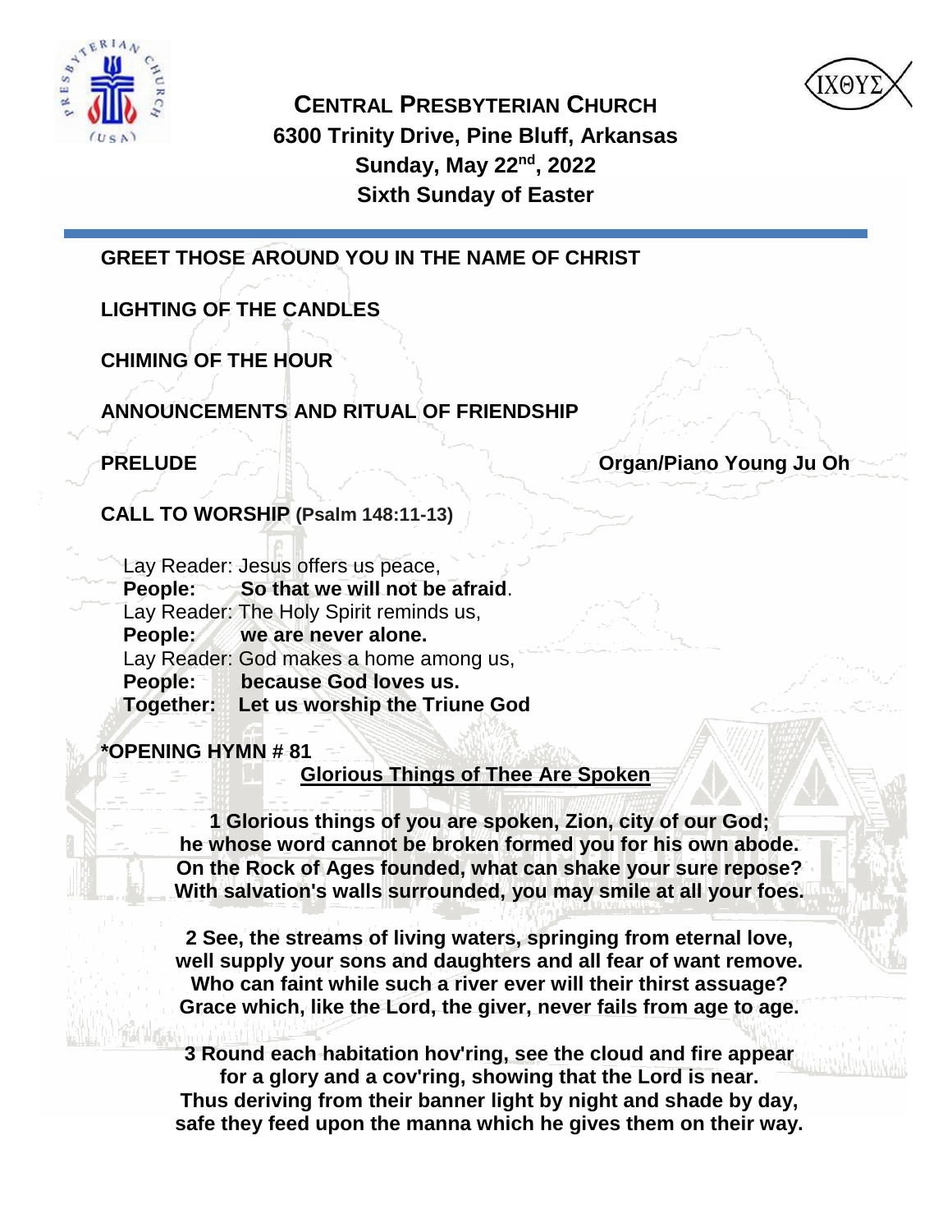# CENTRAL PRESBYTERIAN CHURCH

**6300 Trinity Drive, Pine Bluff, Arkansas**

**Sunday, May 22nd, 2022**

**Sixth Sunday of Easter**

---

**GREET THOSE AROUND YOU IN THE NAME OF CHRIST**

**LIGHTING OF THE CANDLES**

**CHIMING OF THE HOUR**

**ANNOUNCEMENTS AND RITUAL OF FRIENDSHIP**

**PRELUDE** **Organ/Piano Young Ju Oh**

**CALL TO WORSHIP (Psalm 148:11-13)**

Lay Reader: Jesus offers us peace,
**People: So that we will not be afraid**.
Lay Reader: The Holy Spirit reminds us,
**People: we are never alone.**
Lay Reader: God makes a home among us,
**People: because God loves us.**
**Together: Let us worship the Triune God**

***OPENING HYMN # 81**

**Glorious Things of Thee Are Spoken**

**1 Glorious things of you are spoken, Zion, city of our God;
he whose word cannot be broken formed you for his own abode.
On the Rock of Ages founded, what can shake your sure repose?
With salvation's walls surrounded, you may smile at all your foes.**

**2 See, the streams of living waters, springing from eternal love,
well supply your sons and daughters and all fear of want remove.
Who can faint while such a river ever will their thirst assuage?
Grace which, like the Lord, the giver, never fails from age to age.**

**3 Round each habitation hov'ring, see the cloud and fire appear
for a glory and a cov'ring, showing that the Lord is near.
Thus deriving from their banner light by night and shade by day,
safe they feed upon the manna which he gives them on their way.**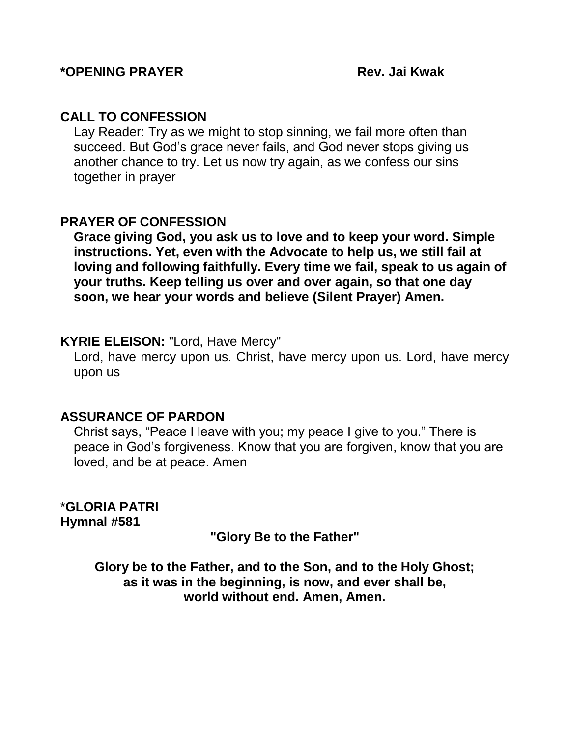**\*OPENING PRAYER** **Rev. Jai Kwak**

**CALL TO CONFESSION**

Lay Reader: Try as we might to stop sinning, we fail more often than succeed. But God's grace never fails, and God never stops giving us another chance to try. Let us now try again, as we confess our sins together in prayer

**PRAYER OF CONFESSION**

**Grace giving God, you ask us to love and to keep your word. Simple instructions. Yet, even with the Advocate to help us, we still fail at loving and following faithfully. Every time we fail, speak to us again of your truths. Keep telling us over and over again, so that one day soon, we hear your words and believe (Silent Prayer) Amen.**

**KYRIE ELEISON:** "Lord, Have Mercy"

Lord, have mercy upon us. Christ, have mercy upon us. Lord, have mercy upon us

**ASSURANCE OF PARDON**

Christ says, "Peace I leave with you; my peace I give to you." There is peace in God's forgiveness. Know that you are forgiven, know that you are loved, and be at peace. Amen

\***GLORIA PATRI**
**Hymnal #581**

**"Glory Be to the Father"**

**Glory be to the Father, and to the Son, and to the Holy Ghost;**
**as it was in the beginning, is now, and ever shall be,**
**world without end. Amen, Amen.**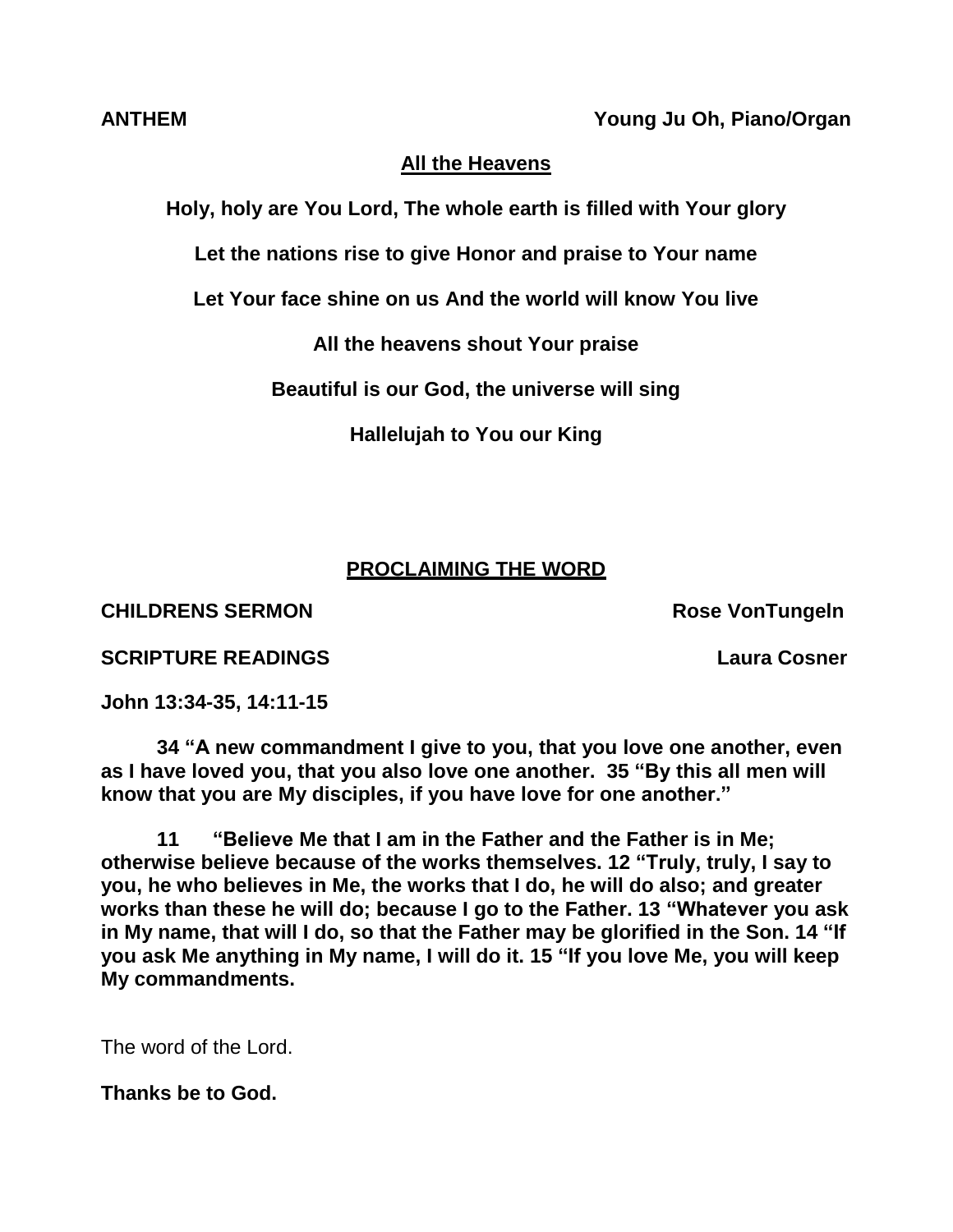**ANTHEM** **Young Ju Oh, Piano/Organ**

**All the Heavens**

**Holy, holy are You Lord, The whole earth is filled with Your glory**

**Let the nations rise to give Honor and praise to Your name**

**Let Your face shine on us And the world will know You live**

**All the heavens shout Your praise**

**Beautiful is our God, the universe will sing**

**Hallelujah to You our King**

## PROCLAIMING THE WORD

**CHILDRENS SERMON** **Rose VonTungeln**

**SCRIPTURE READINGS** **Laura Cosner**

**John 13:34-35, 14:11-15**

**34 "A new commandment I give to you, that you love one another, even as I have loved you, that you also love one another. 35 "By this all men will know that you are My disciples, if you have love for one another."**

**11 "Believe Me that I am in the Father and the Father is in Me; otherwise believe because of the works themselves. 12 "Truly, truly, I say to you, he who believes in Me, the works that I do, he will do also; and greater works than these he will do; because I go to the Father. 13 "Whatever you ask in My name, that will I do, so that the Father may be glorified in the Son. 14 "If you ask Me anything in My name, I will do it. 15 "If you love Me, you will keep My commandments.**

The word of the Lord.

**Thanks be to God.**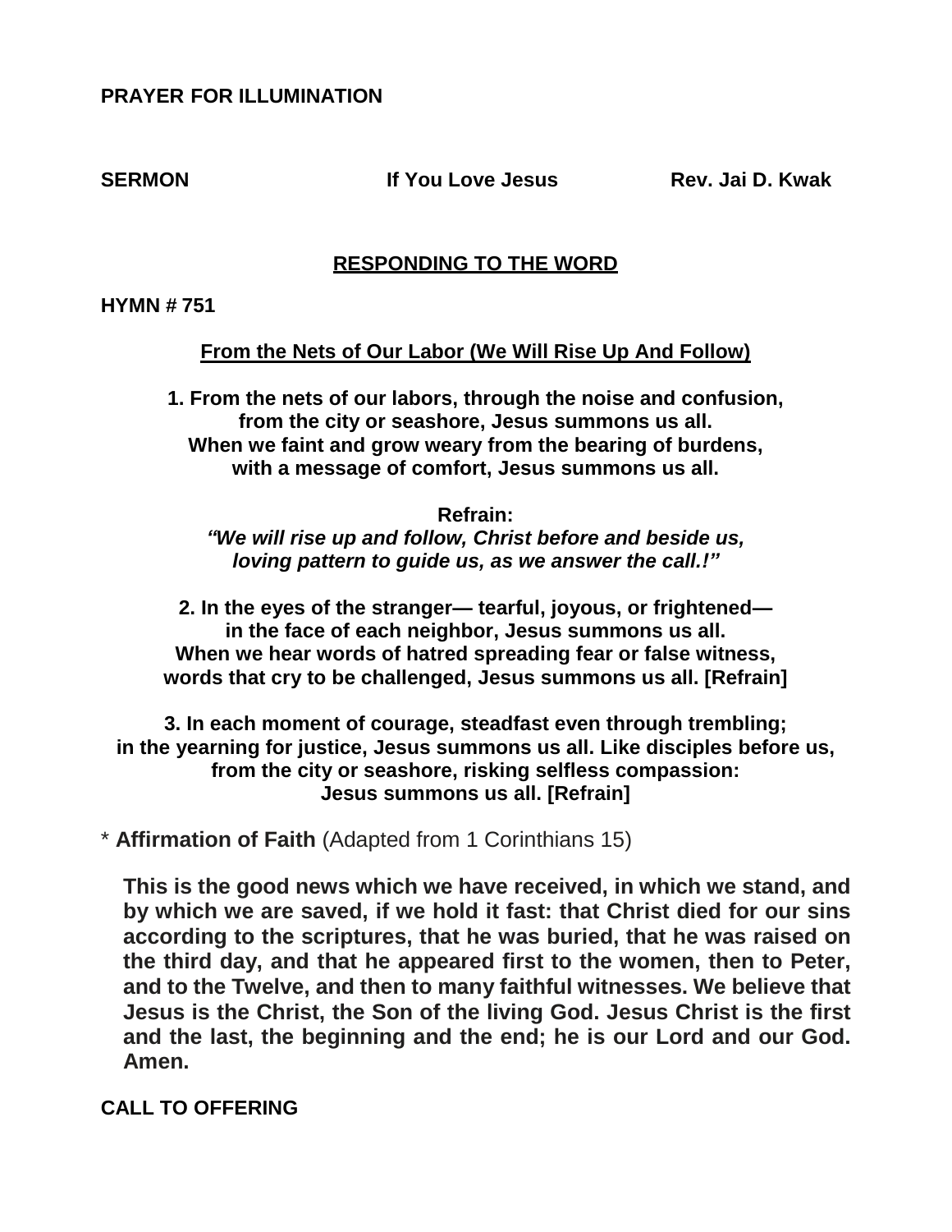**PRAYER FOR ILLUMINATION**

**SERMON** **If You Love Jesus** **Rev. Jai D. Kwak**

## RESPONDING TO THE WORD

**HYMN # 751**

**From the Nets of Our Labor (We Will Rise Up And Follow)**

**1. From the nets of our labors, through the noise and confusion,**
**from the city or seashore, Jesus summons us all.**
**When we faint and grow weary from the bearing of burdens,**
**with a message of comfort, Jesus summons us all.**

**Refrain:**
***"We will rise up and follow, Christ before and beside us,***
***loving pattern to guide us, as we answer the call.!"***

**2. In the eyes of the stranger— tearful, joyous, or frightened—**
**in the face of each neighbor, Jesus summons us all.**
**When we hear words of hatred spreading fear or false witness,**
**words that cry to be challenged, Jesus summons us all. [Refrain]**

**3. In each moment of courage, steadfast even through trembling;**
**in the yearning for justice, Jesus summons us all. Like disciples before us,**
**from the city or seashore, risking selfless compassion:**
**Jesus summons us all. [Refrain]**

* **Affirmation of Faith** (Adapted from 1 Corinthians 15)

**This is the good news which we have received, in which we stand, and by which we are saved, if we hold it fast: that Christ died for our sins according to the scriptures, that he was buried, that he was raised on the third day, and that he appeared first to the women, then to Peter, and to the Twelve, and then to many faithful witnesses. We believe that Jesus is the Christ, the Son of the living God. Jesus Christ is the first and the last, the beginning and the end; he is our Lord and our God. Amen.**

**CALL TO OFFERING**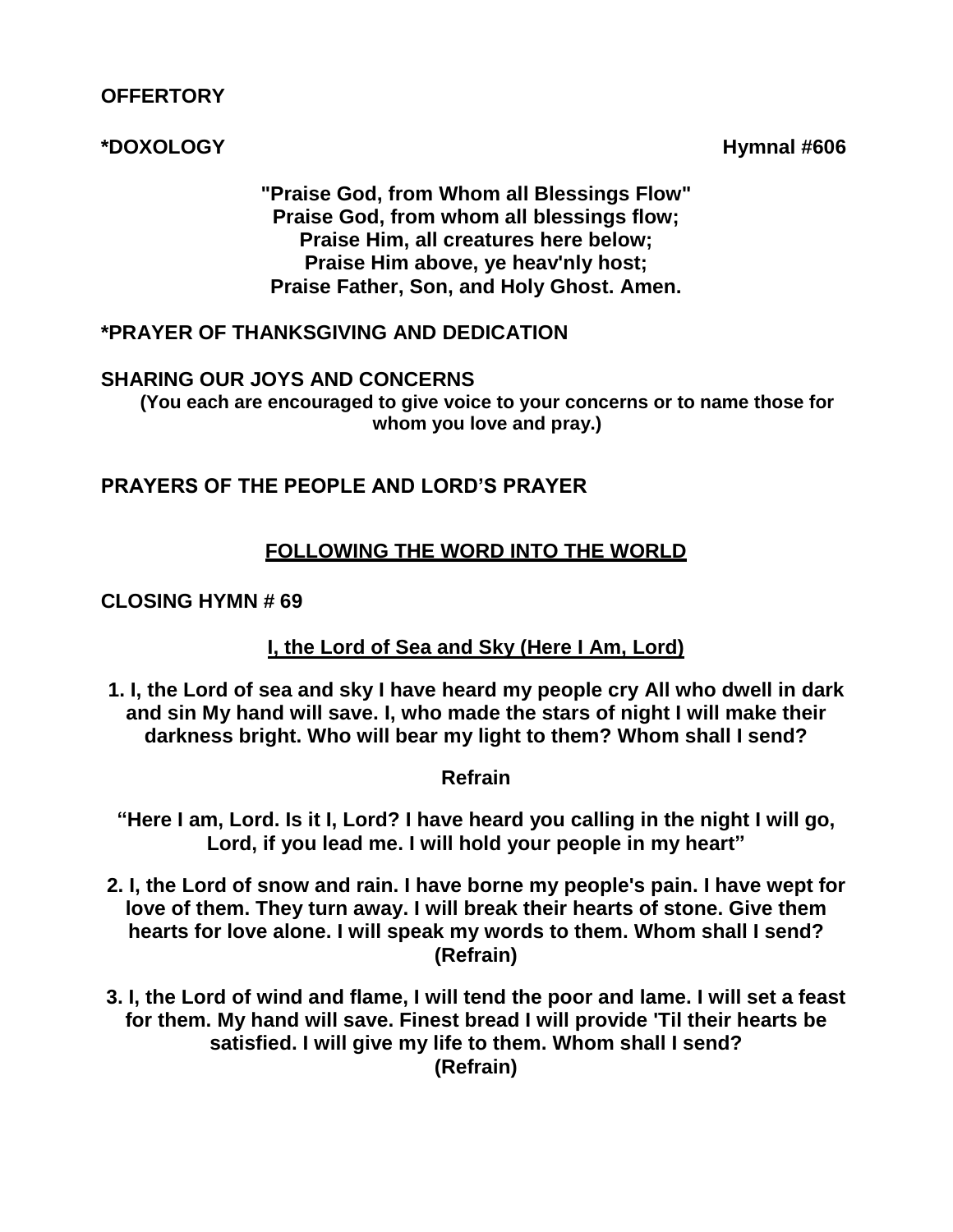**OFFERTORY**

**\*DOXOLOGY** **Hymnal #606**

**"Praise God, from Whom all Blessings Flow"**
**Praise God, from whom all blessings flow;**
**Praise Him, all creatures here below;**
**Praise Him above, ye heav'nly host;**
**Praise Father, Son, and Holy Ghost. Amen.**

**\*PRAYER OF THANKSGIVING AND DEDICATION**

**SHARING OUR JOYS AND CONCERNS**

**(You each are encouraged to give voice to your concerns or to name those for whom you love and pray.)**

**PRAYERS OF THE PEOPLE AND LORD'S PRAYER**

## FOLLOWING THE WORD INTO THE WORLD

**CLOSING HYMN # 69**

**I, the Lord of Sea and Sky (Here I Am, Lord)**

**1. I, the Lord of sea and sky I have heard my people cry All who dwell in dark and sin My hand will save. I, who made the stars of night I will make their darkness bright. Who will bear my light to them? Whom shall I send?**

**Refrain**

**"Here I am, Lord. Is it I, Lord? I have heard you calling in the night I will go, Lord, if you lead me. I will hold your people in my heart"**

**2. I, the Lord of snow and rain. I have borne my people's pain. I have wept for love of them. They turn away. I will break their hearts of stone. Give them hearts for love alone. I will speak my words to them. Whom shall I send? (Refrain)**

**3. I, the Lord of wind and flame, I will tend the poor and lame. I will set a feast for them. My hand will save. Finest bread I will provide 'Til their hearts be satisfied. I will give my life to them. Whom shall I send? (Refrain)**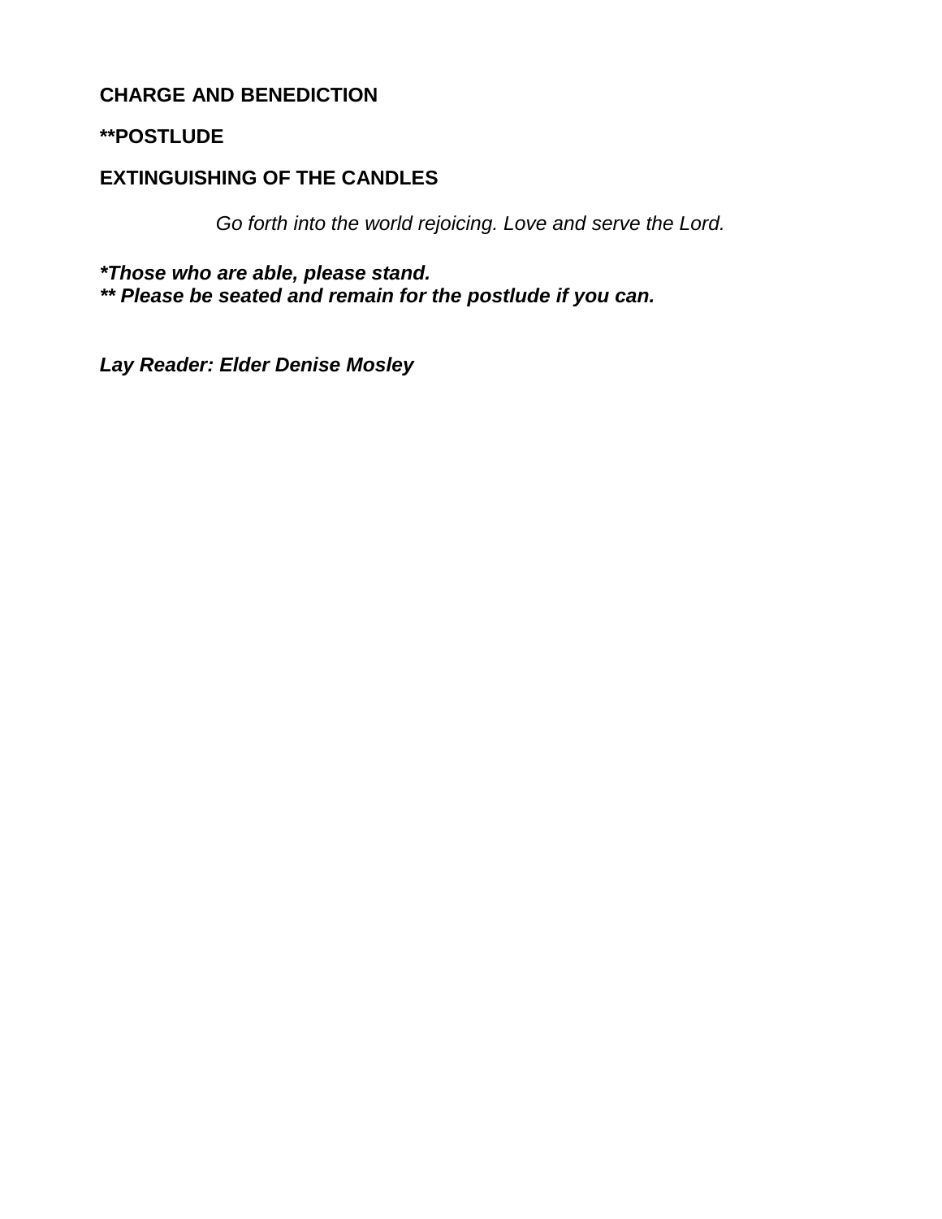**CHARGE AND BENEDICTION**

****POSTLUDE**

**EXTINGUISHING OF THE CANDLES**

*Go forth into the world rejoicing. Love and serve the Lord.*

***Those who are able, please stand.**
***** Please be seated and remain for the postlude if you can.***

***Lay Reader: Elder Denise Mosley***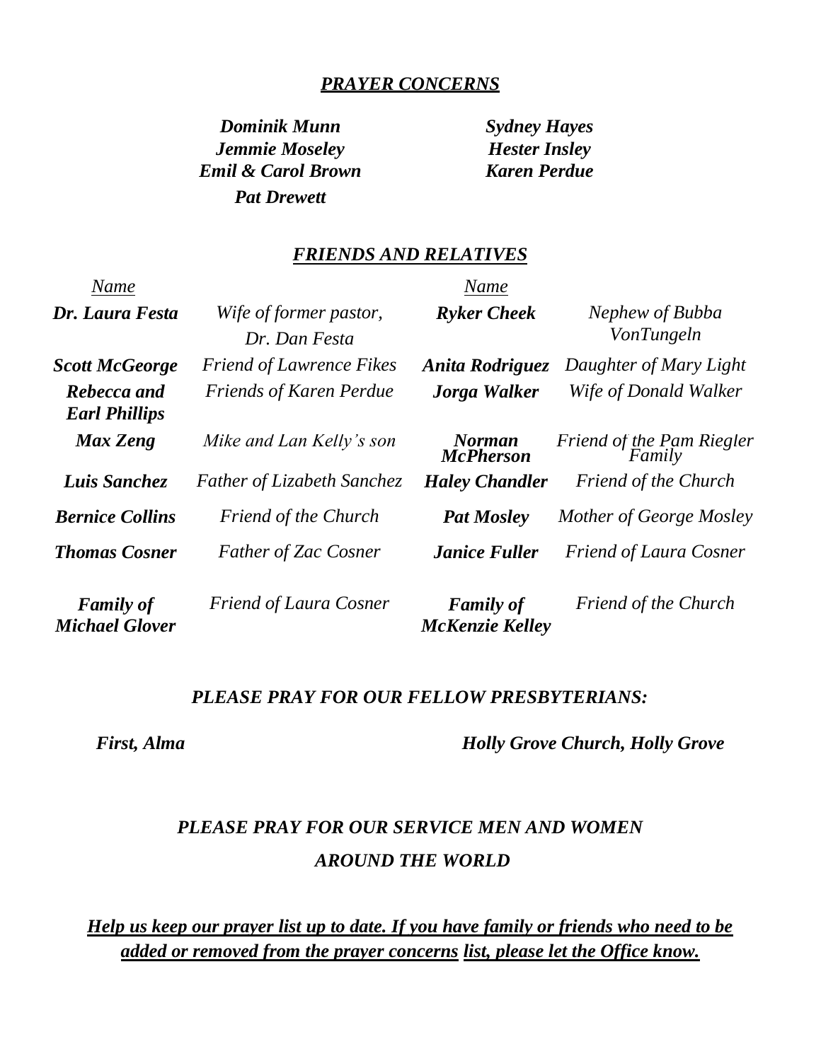## ***PRAYER CONCERNS***

***Dominik Munn***
***Jemmie Moseley***
***Emil & Carol Brown***
***Pat Drewett***
***Sydney Hayes***
***Hester Insley***
***Karen Perdue***

## ***FRIENDS AND RELATIVES***

| *Name* | | *Name* | |
|---|---|---|---|
| ***Dr. Laura Festa*** | *Wife of former pastor, Dr. Dan Festa* | ***Ryker Cheek*** | *Nephew of Bubba VonTungeln* |
| ***Scott McGeorge*** | *Friend of Lawrence Fikes* | ***Anita Rodriguez*** | *Daughter of Mary Light* |
| ***Rebecca and Earl Phillips*** | *Friends of Karen Perdue* | ***Jorga Walker*** | *Wife of Donald Walker* |
| ***Max Zeng*** | *Mike and Lan Kelly's son* | ***Norman McPherson*** | *Friend of the Pam Riegler Family* |
| ***Luis Sanchez*** | *Father of Lizabeth Sanchez* | ***Haley Chandler*** | *Friend of the Church* |
| ***Bernice Collins*** | *Friend of the Church* | ***Pat Mosley*** | *Mother of George Mosley* |
| ***Thomas Cosner*** | *Father of Zac Cosner* | ***Janice Fuller*** | *Friend of Laura Cosner* |
| ***Family of Michael Glover*** | *Friend of Laura Cosner* | ***Family of McKenzie Kelley*** | *Friend of the Church* |

***PLEASE PRAY FOR OUR FELLOW PRESBYTERIANS:***

***First, Alma***

***Holly Grove Church, Holly Grove***

***PLEASE PRAY FOR OUR SERVICE MEN AND WOMEN AROUND THE WORLD***

***Help us keep our prayer list up to date. If you have family or friends who need to be added or removed from the prayer concerns list, please let the Office know.***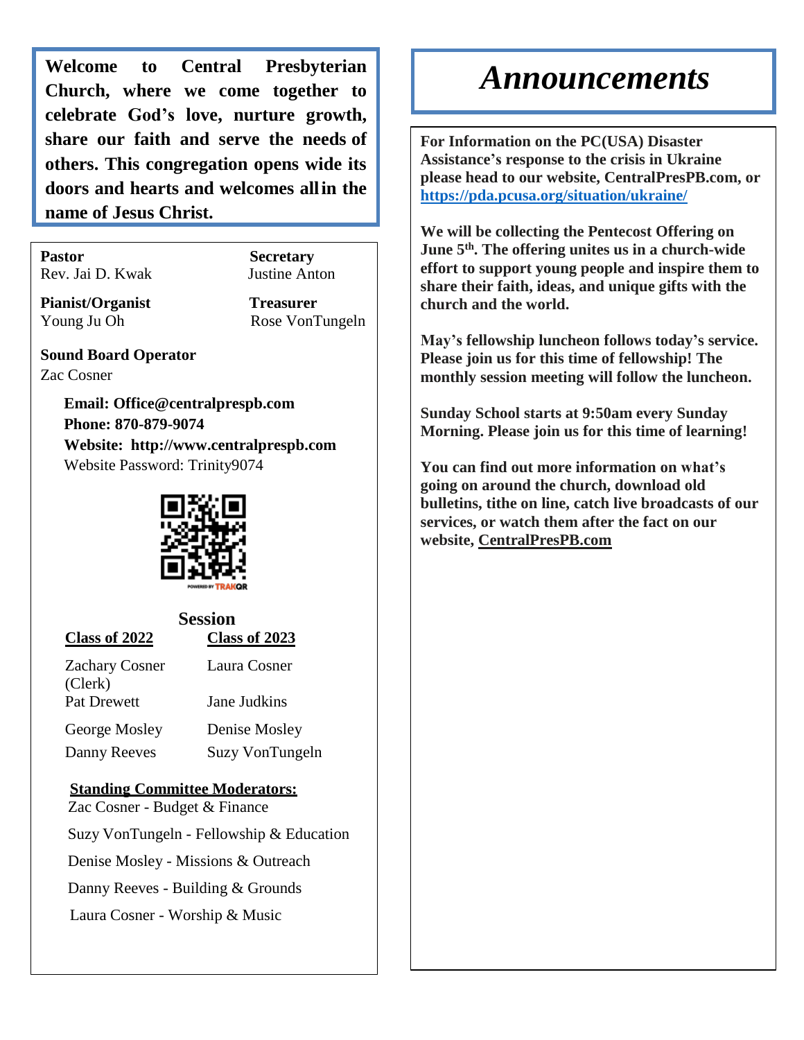**Welcome to Central Presbyterian Church, where we come together to celebrate God's love, nurture growth, share our faith and serve the needs of others. This congregation opens wide its doors and hearts and welcomes all in the name of Jesus Christ.**

**Pastor**
Rev. Jai D. Kwak

**Secretary**
Justine Anton

**Pianist/Organist**
Young Ju Oh

**Treasurer**
Rose VonTungeln

**Sound Board Operator**
Zac Cosner

**Email: Office@centralprespb.com**
**Phone: 870-879-9074**
**Website: http://www.centralprespb.com**
Website Password: Trinity9074

POWERED BY TRAKQR

## Session

| Class of 2022 | Class of 2023 |
|---|---|
| Zachary Cosner (Clerk) | Laura Cosner |
| Pat Drewett | Jane Judkins |
| George Mosley | Denise Mosley |
| Danny Reeves | Suzy VonTungeln |

**Standing Committee Moderators:**

Zac Cosner - Budget & Finance

Suzy VonTungeln - Fellowship & Education

Denise Mosley - Missions & Outreach

Danny Reeves - Building & Grounds

Laura Cosner - Worship & Music

# *Announcements*

**For Information on the PC(USA) Disaster Assistance's response to the crisis in Ukraine please head to our website, CentralPresPB.com, or https://pda.pcusa.org/situation/ukraine/**

**We will be collecting the Pentecost Offering on June 5th. The offering unites us in a church-wide effort to support young people and inspire them to share their faith, ideas, and unique gifts with the church and the world.**

**May's fellowship luncheon follows today's service. Please join us for this time of fellowship! The monthly session meeting will follow the luncheon.**

**Sunday School starts at 9:50am every Sunday Morning. Please join us for this time of learning!**

**You can find out more information on what's going on around the church, download old bulletins, tithe on line, catch live broadcasts of our services, or watch them after the fact on our website, CentralPresPB.com**